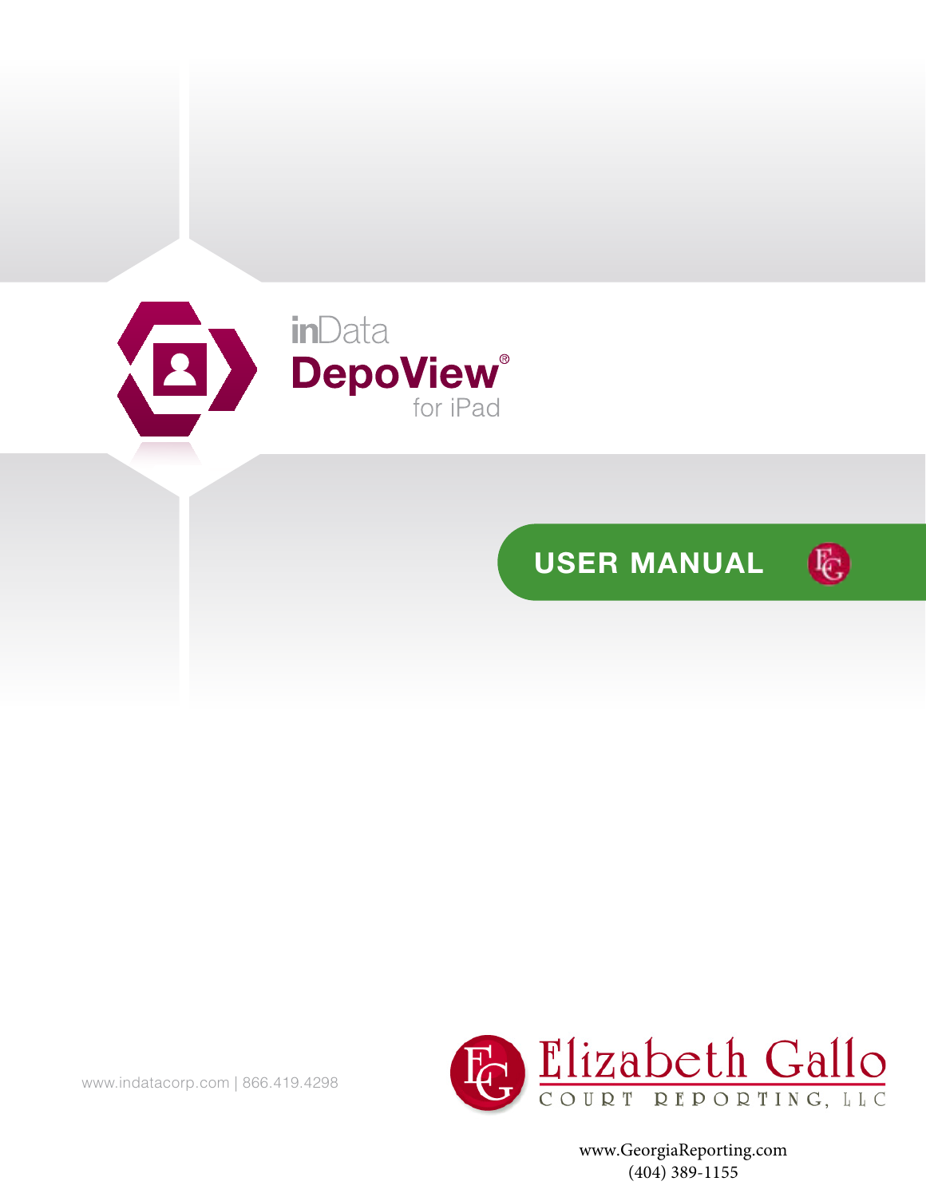# inData DepoView® for iPad

## USER MANUAL

www.indatacorp.com | 866.419.4298

Elizabeth Gallo
COURT REPORTING, LLC

www.GeorgiaReporting.com
(404) 389-1155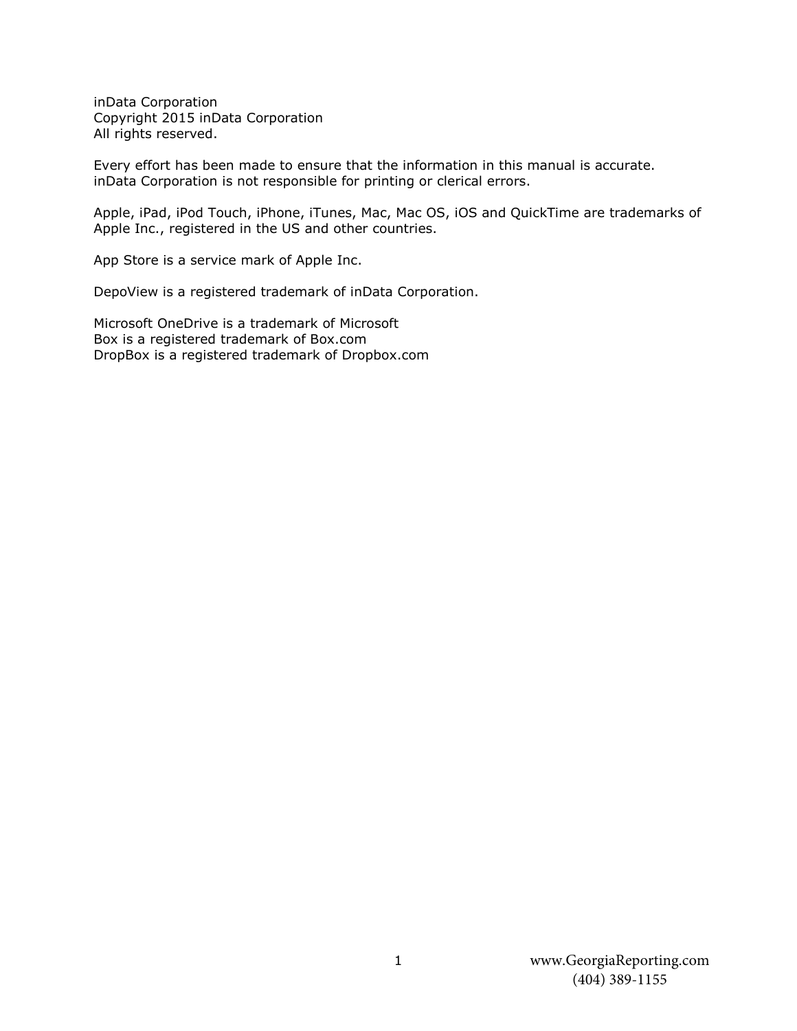inData Corporation
Copyright 2015 inData Corporation
All rights reserved.

Every effort has been made to ensure that the information in this manual is accurate.
inData Corporation is not responsible for printing or clerical errors.

Apple, iPad, iPod Touch, iPhone, iTunes, Mac, Mac OS, iOS and QuickTime are trademarks of Apple Inc., registered in the US and other countries.

App Store is a service mark of Apple Inc.

DepoView is a registered trademark of inData Corporation.

Microsoft OneDrive is a trademark of Microsoft
Box is a registered trademark of Box.com
DropBox is a registered trademark of Dropbox.com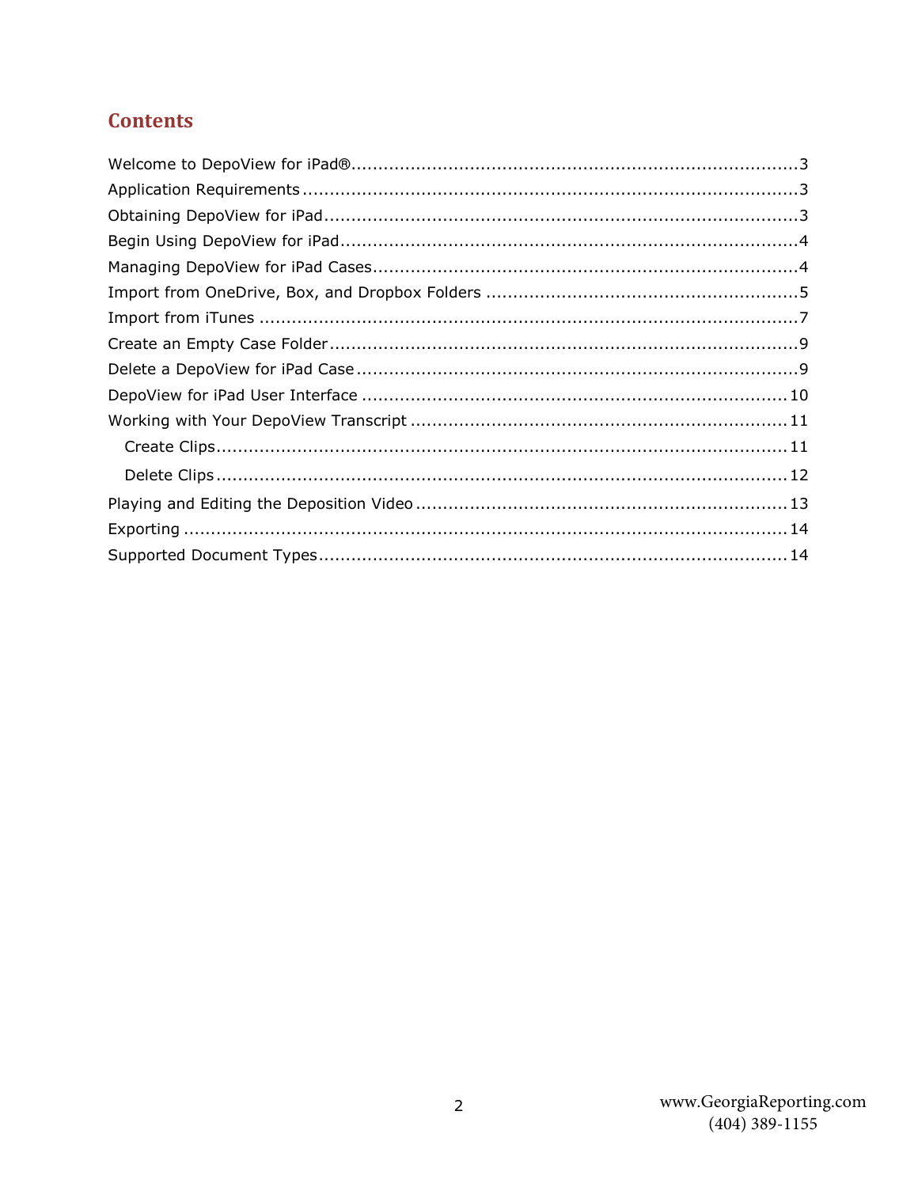## Contents

Welcome to DepoView for iPad® .......... 3
Application Requirements .......... 3
Obtaining DepoView for iPad .......... 3
Begin Using DepoView for iPad .......... 4
Managing DepoView for iPad Cases .......... 4
Import from OneDrive, Box, and Dropbox Folders .......... 5
Import from iTunes .......... 7
Create an Empty Case Folder .......... 9
Delete a DepoView for iPad Case .......... 9
DepoView for iPad User Interface .......... 10
Working with Your DepoView Transcript .......... 11
    Create Clips .......... 11
    Delete Clips .......... 12
Playing and Editing the Deposition Video .......... 13
Exporting .......... 14
Supported Document Types .......... 14

www.GeorgiaReporting.com
(404) 389-1155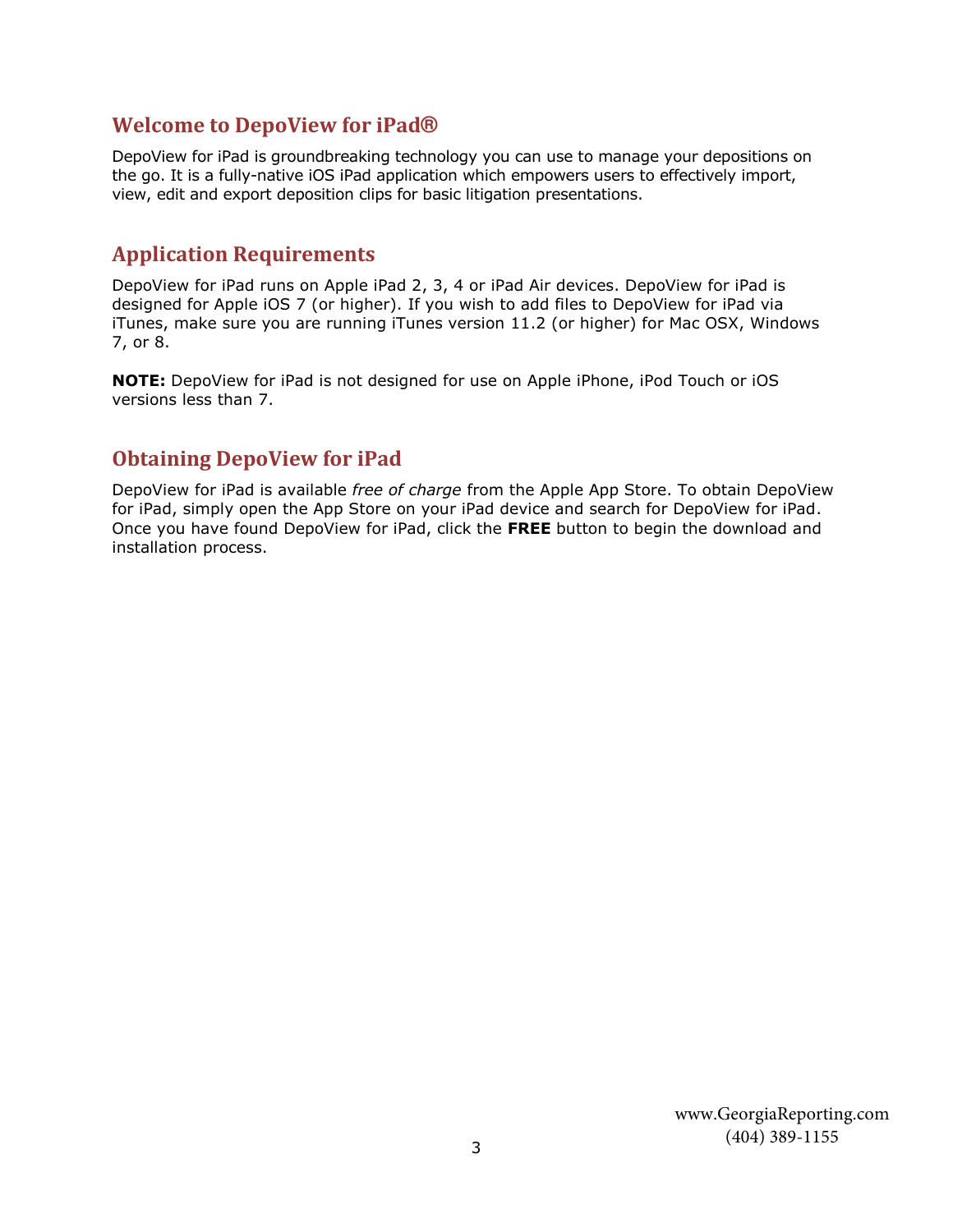## Welcome to DepoView for iPad®

DepoView for iPad is groundbreaking technology you can use to manage your depositions on the go. It is a fully-native iOS iPad application which empowers users to effectively import, view, edit and export deposition clips for basic litigation presentations.

## Application Requirements

DepoView for iPad runs on Apple iPad 2, 3, 4 or iPad Air devices. DepoView for iPad is designed for Apple iOS 7 (or higher). If you wish to add files to DepoView for iPad via iTunes, make sure you are running iTunes version 11.2 (or higher) for Mac OSX, Windows 7, or 8.

**NOTE:** DepoView for iPad is not designed for use on Apple iPhone, iPod Touch or iOS versions less than 7.

## Obtaining DepoView for iPad

DepoView for iPad is available *free of charge* from the Apple App Store. To obtain DepoView for iPad, simply open the App Store on your iPad device and search for DepoView for iPad. Once you have found DepoView for iPad, click the **FREE** button to begin the download and installation process.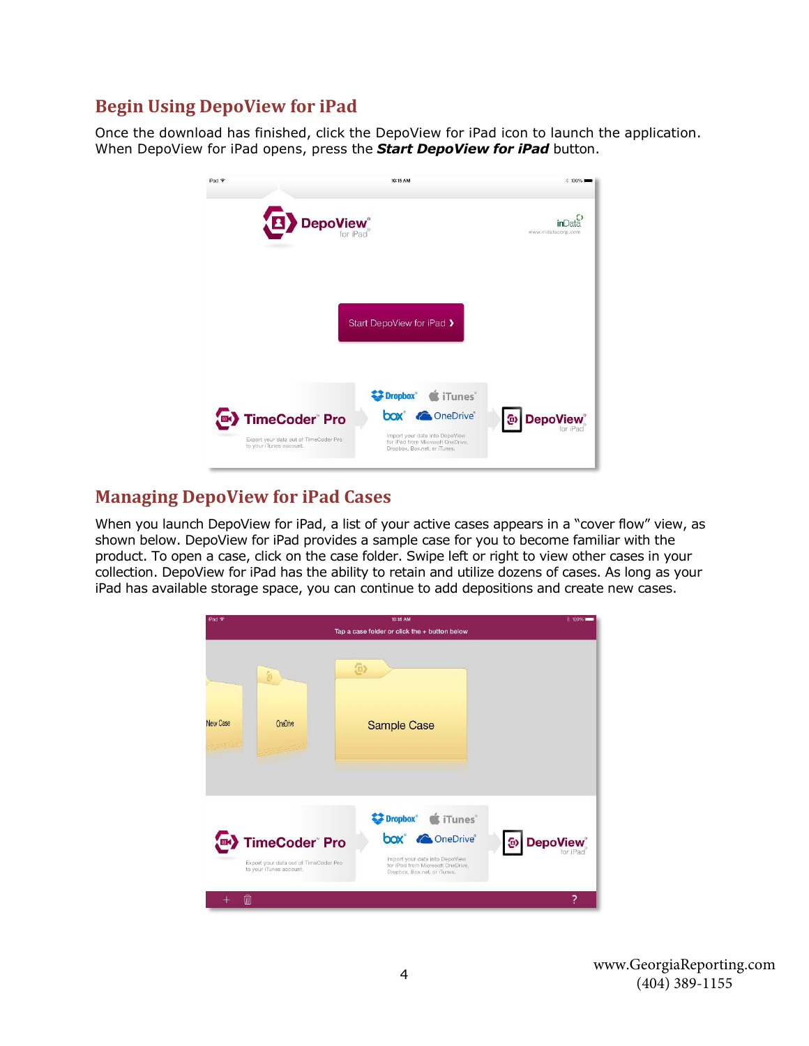## Begin Using DepoView for iPad

Once the download has finished, click the DepoView for iPad icon to launch the application. When DepoView for iPad opens, press the ***Start DepoView for iPad*** button.

## Managing DepoView for iPad Cases

When you launch DepoView for iPad, a list of your active cases appears in a "cover flow" view, as shown below. DepoView for iPad provides a sample case for you to become familiar with the product. To open a case, click on the case folder. Swipe left or right to view other cases in your collection. DepoView for iPad has the ability to retain and utilize dozens of cases. As long as your iPad has available storage space, you can continue to add depositions and create new cases.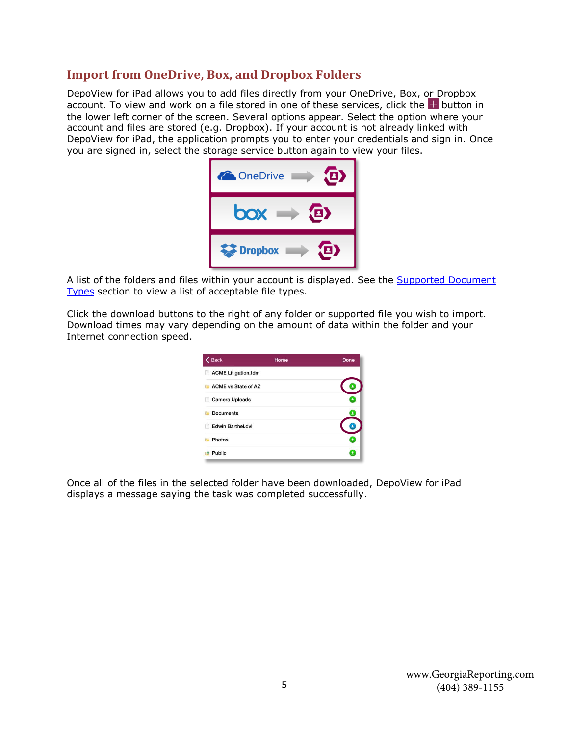## Import from OneDrive, Box, and Dropbox Folders

DepoView for iPad allows you to add files directly from your OneDrive, Box, or Dropbox account. To view and work on a file stored in one of these services, click the + button in the lower left corner of the screen. Several options appear. Select the option where your account and files are stored (e.g. Dropbox). If your account is not already linked with DepoView for iPad, the application prompts you to enter your credentials and sign in. Once you are signed in, select the storage service button again to view your files.

A list of the folders and files within your account is displayed. See the Supported Document Types section to view a list of acceptable file types.

Click the download buttons to the right of any folder or supported file you wish to import. Download times may vary depending on the amount of data within the folder and your Internet connection speed.

Once all of the files in the selected folder have been downloaded, DepoView for iPad displays a message saying the task was completed successfully.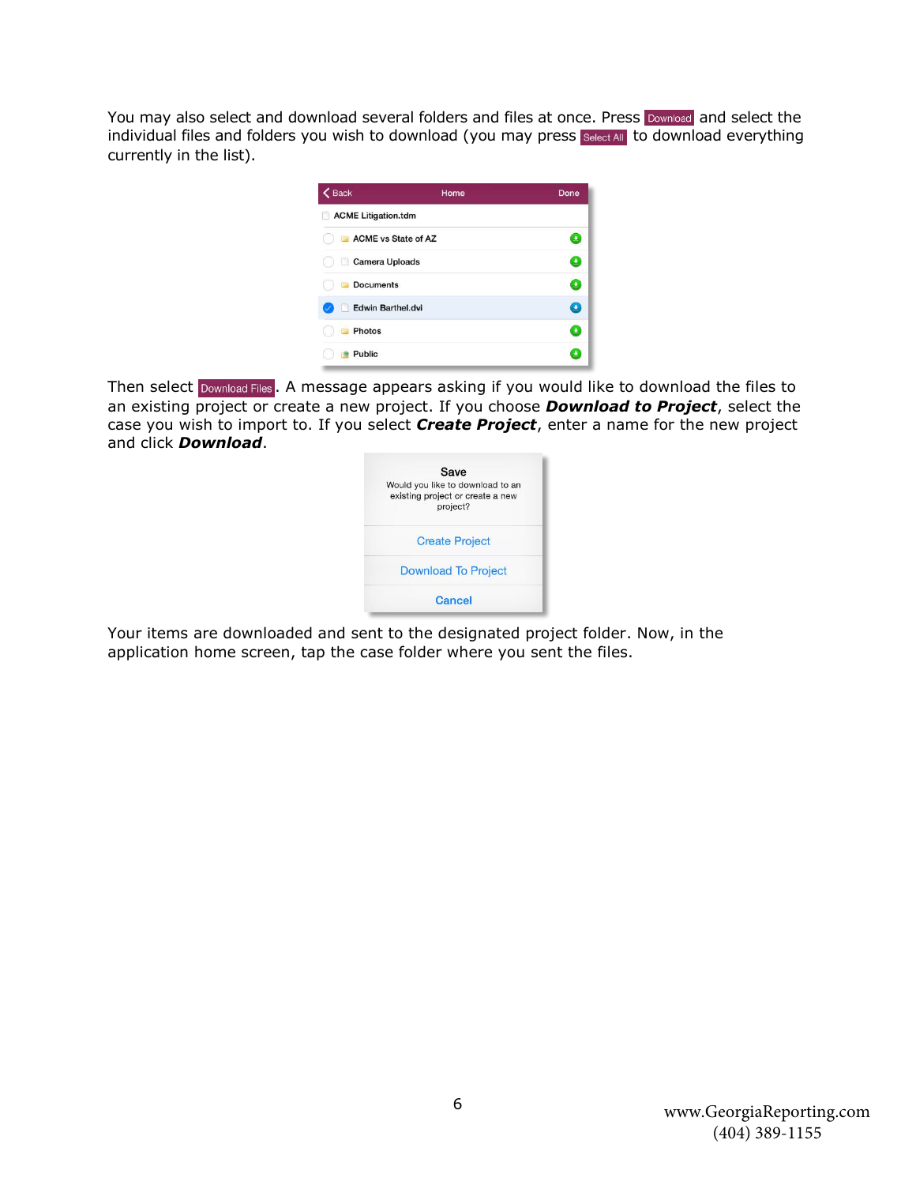You may also select and download several folders and files at once. Press Download and select the individual files and folders you wish to download (you may press Select All to download everything currently in the list).

Then select Download Files. A message appears asking if you would like to download the files to an existing project or create a new project. If you choose ***Download to Project***, select the case you wish to import to. If you select ***Create Project***, enter a name for the new project and click ***Download***.

Your items are downloaded and sent to the designated project folder. Now, in the application home screen, tap the case folder where you sent the files.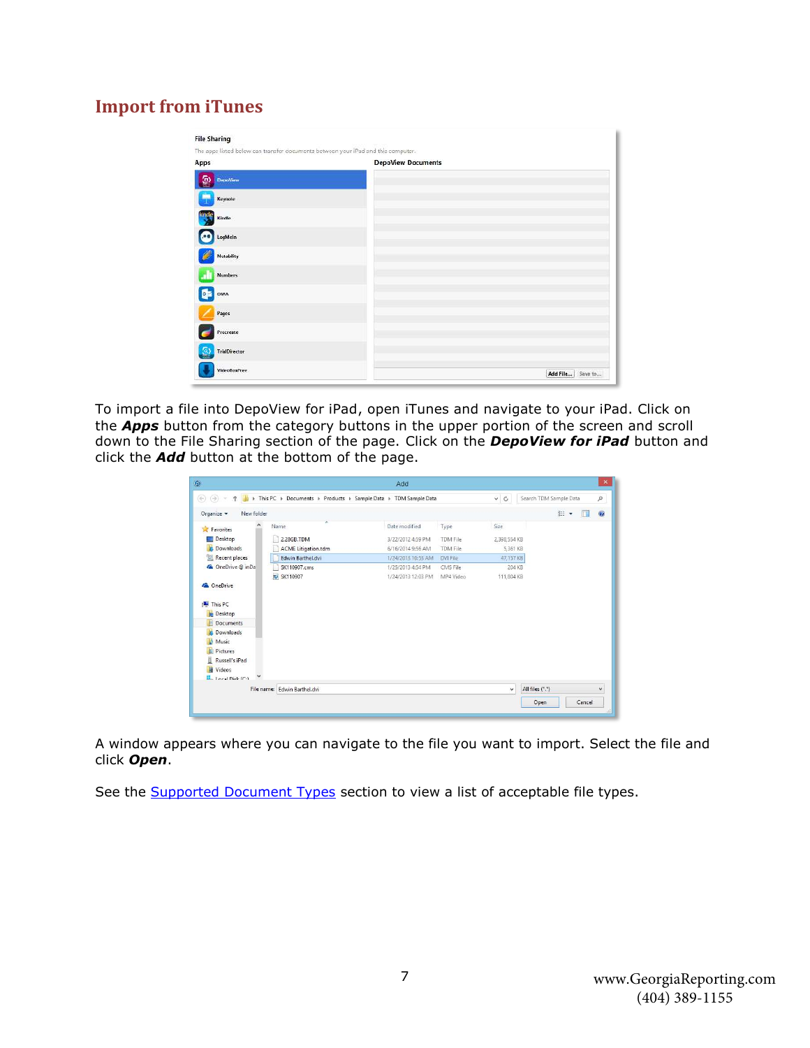# Import from iTunes

To import a file into DepoView for iPad, open iTunes and navigate to your iPad. Click on the ***Apps*** button from the category buttons in the upper portion of the screen and scroll down to the File Sharing section of the page. Click on the ***DepoView for iPad*** button and click the ***Add*** button at the bottom of the page.

A window appears where you can navigate to the file you want to import. Select the file and click ***Open***.

See the Supported Document Types section to view a list of acceptable file types.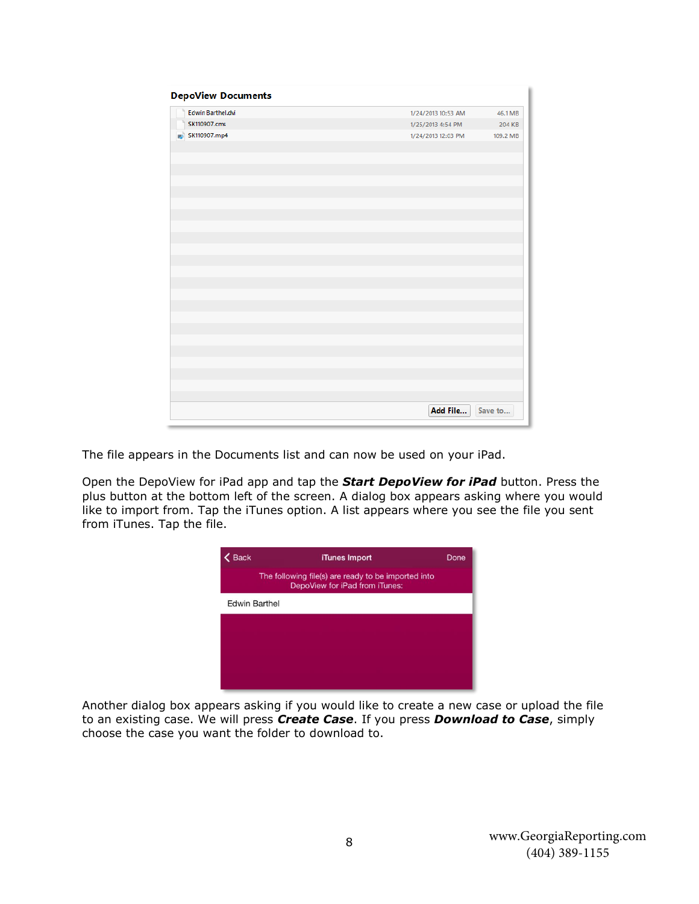**DepoView Documents**

| Name | Date | Size |
|---|---|---|
| Edwin Barthel.dvi | 1/24/2013 10:53 AM | 46.1 MB |
| SK110907.cms | 1/25/2013 4:54 PM | 204 KB |
| SK110907.mp4 | 1/24/2013 12:03 PM | 109.2 MB |

Add File... Save to...

The file appears in the Documents list and can now be used on your iPad.

Open the DepoView for iPad app and tap the ***Start DepoView for iPad*** button. Press the plus button at the bottom left of the screen. A dialog box appears asking where you would like to import from. Tap the iTunes option. A list appears where you see the file you sent from iTunes. Tap the file.

Back iTunes Import Done

The following file(s) are ready to be imported into DepoView for iPad from iTunes:

Edwin Barthel

Another dialog box appears asking if you would like to create a new case or upload the file to an existing case. We will press ***Create Case***. If you press ***Download to Case***, simply choose the case you want the folder to download to.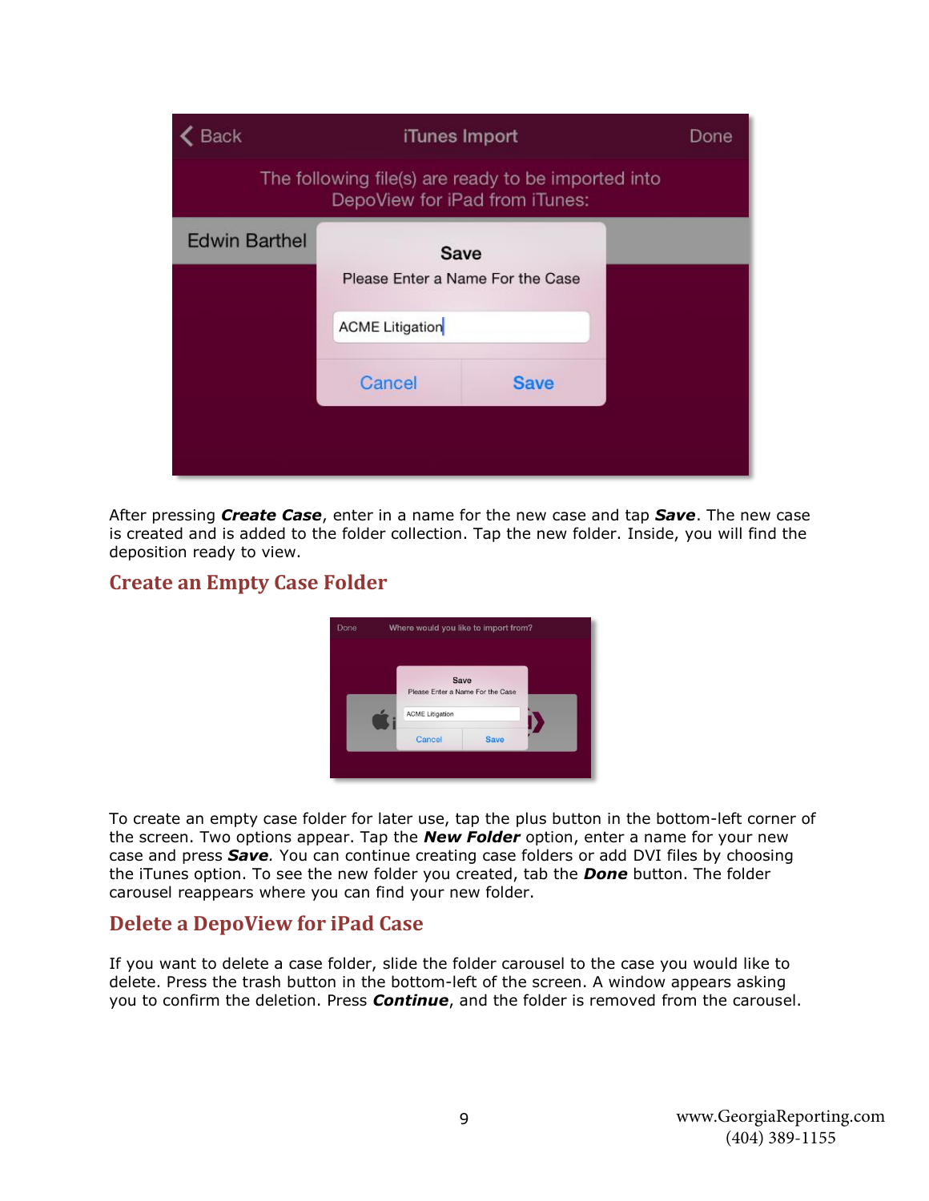After pressing ***Create Case***, enter in a name for the new case and tap ***Save***. The new case is created and is added to the folder collection. Tap the new folder. Inside, you will find the deposition ready to view.

## Create an Empty Case Folder

To create an empty case folder for later use, tap the plus button in the bottom-left corner of the screen. Two options appear. Tap the ***New Folder*** option, enter a name for your new case and press ***Save****.* You can continue creating case folders or add DVI files by choosing the iTunes option. To see the new folder you created, tab the ***Done*** button. The folder carousel reappears where you can find your new folder.

## Delete a DepoView for iPad Case

If you want to delete a case folder, slide the folder carousel to the case you would like to delete. Press the trash button in the bottom-left of the screen. A window appears asking you to confirm the deletion. Press ***Continue***, and the folder is removed from the carousel.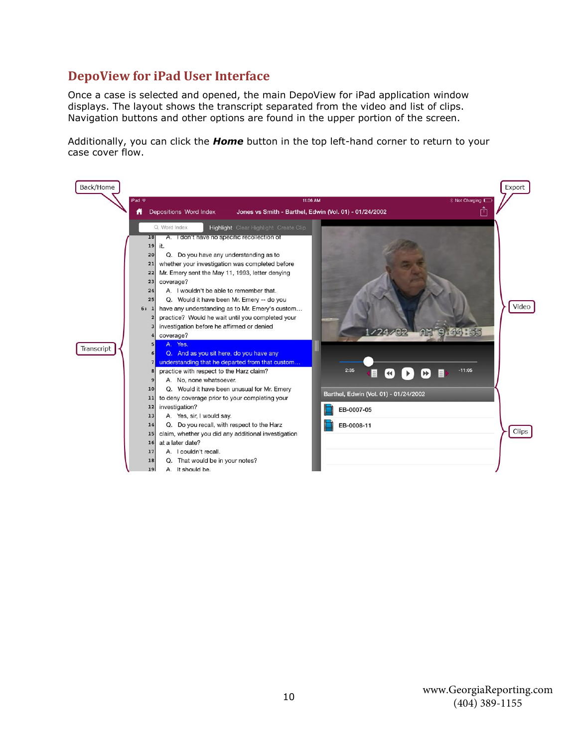## DepoView for iPad User Interface

Once a case is selected and opened, the main DepoView for iPad application window displays. The layout shows the transcript separated from the video and list of clips. Navigation buttons and other options are found in the upper portion of the screen.

Additionally, you can click the ***Home*** button in the top left-hand corner to return to your case cover flow.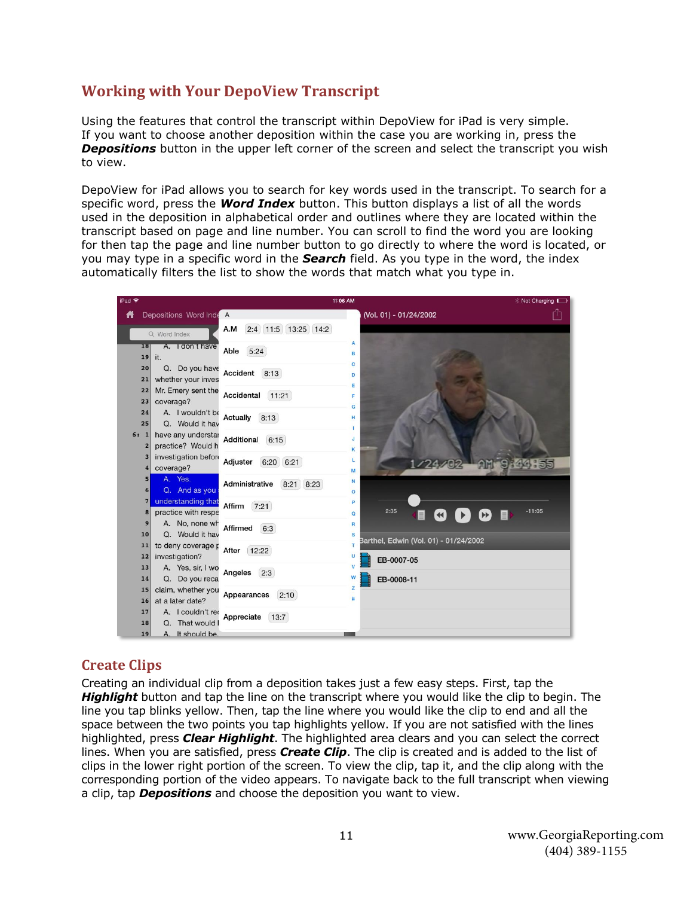## Working with Your DepoView Transcript

Using the features that control the transcript within DepoView for iPad is very simple. If you want to choose another deposition within the case you are working in, press the ***Depositions*** button in the upper left corner of the screen and select the transcript you wish to view.

DepoView for iPad allows you to search for key words used in the transcript. To search for a specific word, press the ***Word Index*** button. This button displays a list of all the words used in the deposition in alphabetical order and outlines where they are located within the transcript based on page and line number. You can scroll to find the word you are looking for then tap the page and line number button to go directly to where the word is located, or you may type in a specific word in the ***Search*** field. As you type in the word, the index automatically filters the list to show the words that match what you type in.

## Create Clips

Creating an individual clip from a deposition takes just a few easy steps. First, tap the ***Highlight*** button and tap the line on the transcript where you would like the clip to begin. The line you tap blinks yellow. Then, tap the line where you would like the clip to end and all the space between the two points you tap highlights yellow. If you are not satisfied with the lines highlighted, press ***Clear Highlight***. The highlighted area clears and you can select the correct lines. When you are satisfied, press ***Create Clip***. The clip is created and is added to the list of clips in the lower right portion of the screen. To view the clip, tap it, and the clip along with the corresponding portion of the video appears. To navigate back to the full transcript when viewing a clip, tap ***Depositions*** and choose the deposition you want to view.

www.GeorgiaReporting.com
(404) 389-1155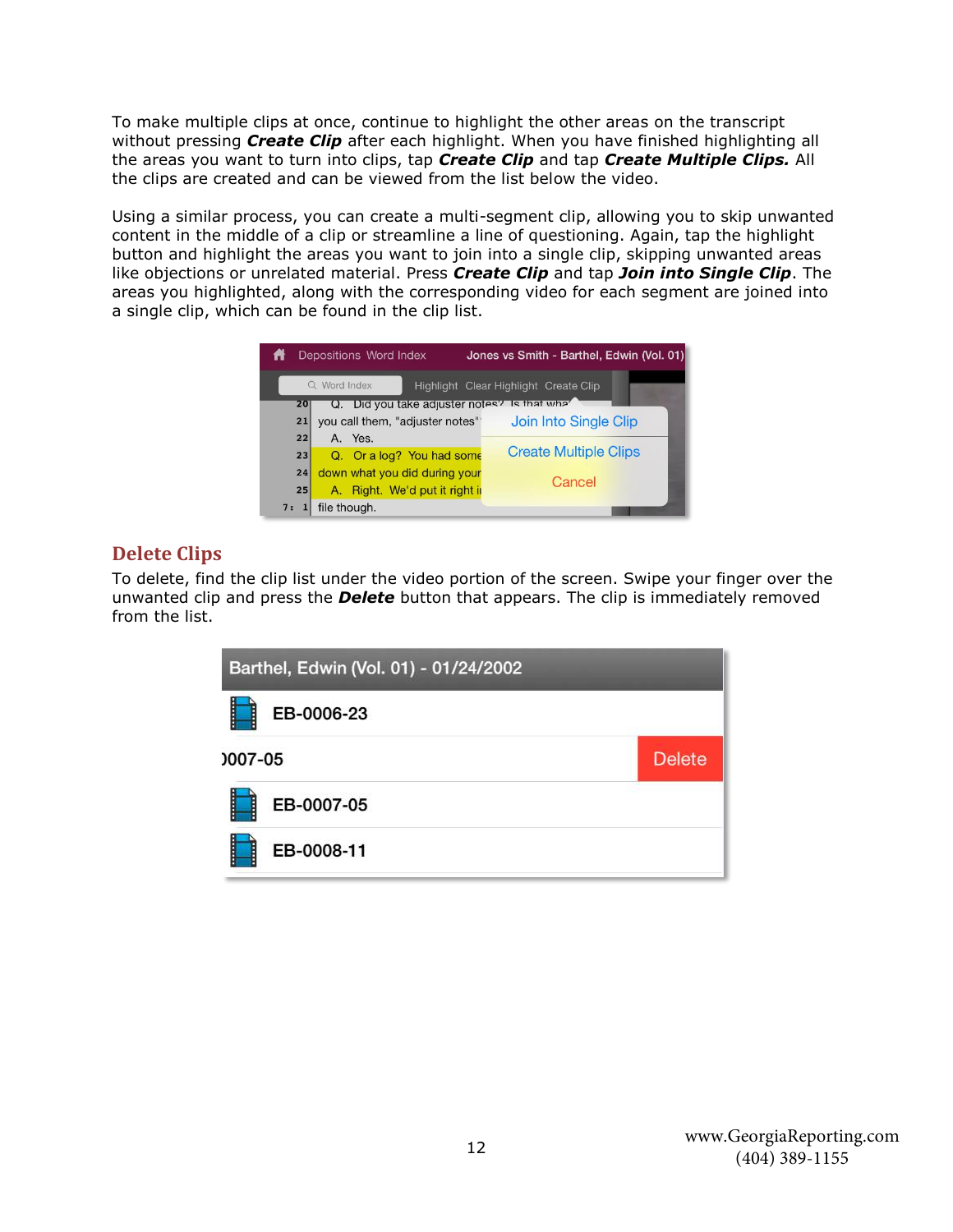To make multiple clips at once, continue to highlight the other areas on the transcript without pressing ***Create Clip*** after each highlight. When you have finished highlighting all the areas you want to turn into clips, tap ***Create Clip*** and tap ***Create Multiple Clips.*** All the clips are created and can be viewed from the list below the video.

Using a similar process, you can create a multi-segment clip, allowing you to skip unwanted content in the middle of a clip or streamline a line of questioning. Again, tap the highlight button and highlight the areas you want to join into a single clip, skipping unwanted areas like objections or unrelated material. Press ***Create Clip*** and tap ***Join into Single Clip***. The areas you highlighted, along with the corresponding video for each segment are joined into a single clip, which can be found in the clip list.

## Delete Clips

To delete, find the clip list under the video portion of the screen. Swipe your finger over the unwanted clip and press the ***Delete*** button that appears. The clip is immediately removed from the list.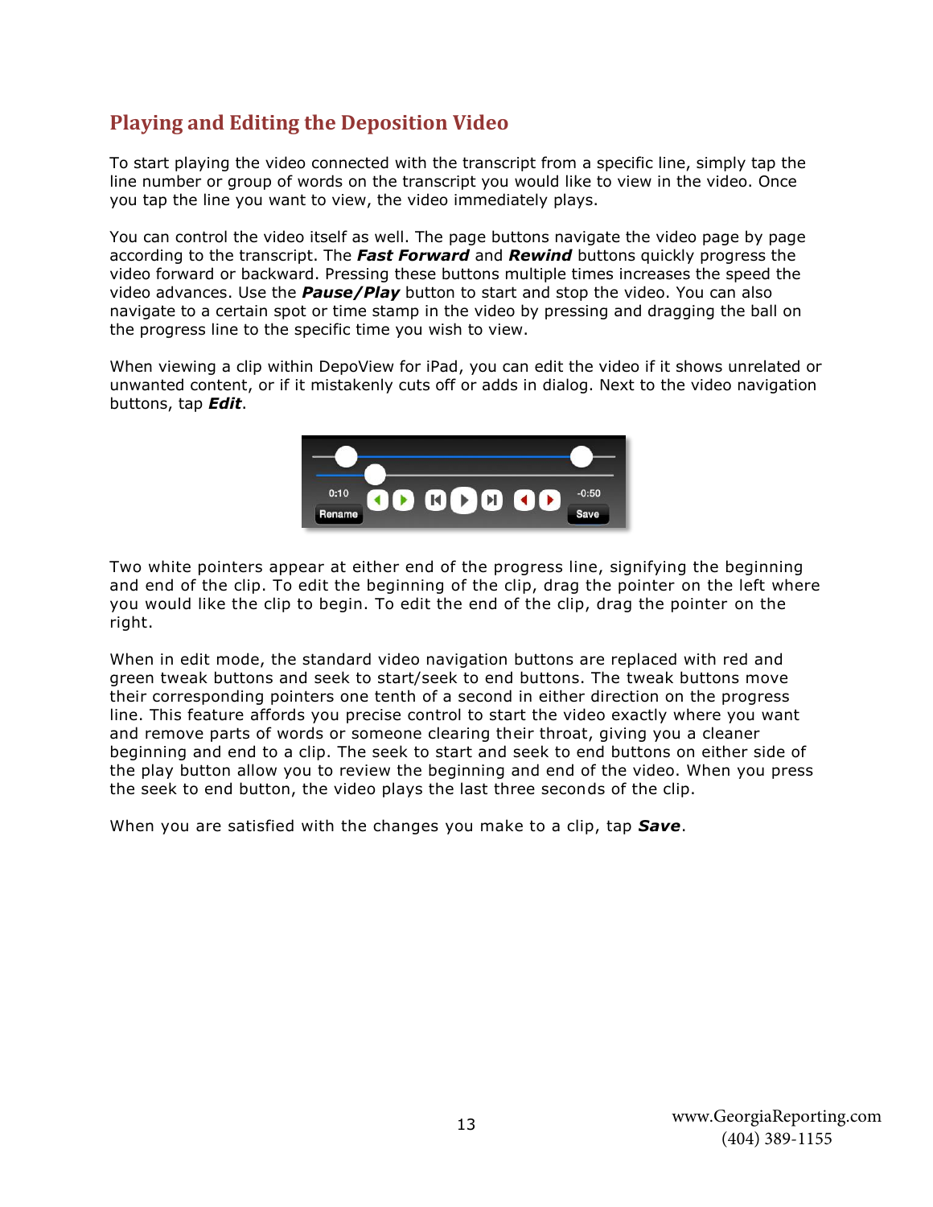## Playing and Editing the Deposition Video

To start playing the video connected with the transcript from a specific line, simply tap the line number or group of words on the transcript you would like to view in the video. Once you tap the line you want to view, the video immediately plays.

You can control the video itself as well. The page buttons navigate the video page by page according to the transcript. The ***Fast Forward*** and ***Rewind*** buttons quickly progress the video forward or backward. Pressing these buttons multiple times increases the speed the video advances. Use the ***Pause/Play*** button to start and stop the video. You can also navigate to a certain spot or time stamp in the video by pressing and dragging the ball on the progress line to the specific time you wish to view.

When viewing a clip within DepoView for iPad, you can edit the video if it shows unrelated or unwanted content, or if it mistakenly cuts off or adds in dialog. Next to the video navigation buttons, tap ***Edit***.

Two white pointers appear at either end of the progress line, signifying the beginning and end of the clip. To edit the beginning of the clip, drag the pointer on the left where you would like the clip to begin. To edit the end of the clip, drag the pointer on the right.

When in edit mode, the standard video navigation buttons are replaced with red and green tweak buttons and seek to start/seek to end buttons. The tweak buttons move their corresponding pointers one tenth of a second in either direction on the progress line. This feature affords you precise control to start the video exactly where you want and remove parts of words or someone clearing their throat, giving you a cleaner beginning and end to a clip. The seek to start and seek to end buttons on either side of the play button allow you to review the beginning and end of the video. When you press the seek to end button, the video plays the last three seconds of the clip.

When you are satisfied with the changes you make to a clip, tap ***Save***.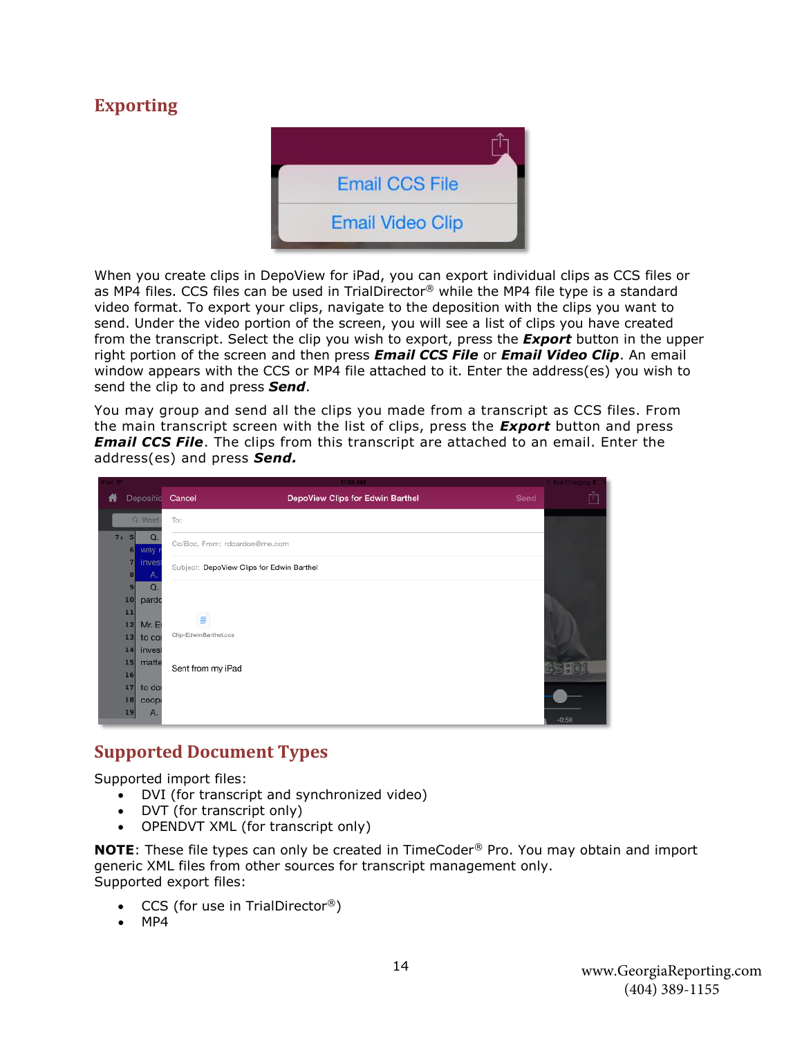## Exporting

When you create clips in DepoView for iPad, you can export individual clips as CCS files or as MP4 files. CCS files can be used in TrialDirector® while the MP4 file type is a standard video format. To export your clips, navigate to the deposition with the clips you want to send. Under the video portion of the screen, you will see a list of clips you have created from the transcript. Select the clip you wish to export, press the ***Export*** button in the upper right portion of the screen and then press ***Email CCS File*** or ***Email Video Clip***. An email window appears with the CCS or MP4 file attached to it. Enter the address(es) you wish to send the clip to and press ***Send***.

You may group and send all the clips you made from a transcript as CCS files. From the main transcript screen with the list of clips, press the ***Export*** button and press ***Email CCS File***. The clips from this transcript are attached to an email. Enter the address(es) and press ***Send.***

## Supported Document Types

Supported import files:

- DVI (for transcript and synchronized video)
- DVT (for transcript only)
- OPENDVT XML (for transcript only)

**NOTE**: These file types can only be created in TimeCoder® Pro. You may obtain and import generic XML files from other sources for transcript management only.

Supported export files:

- CCS (for use in TrialDirector®)
- MP4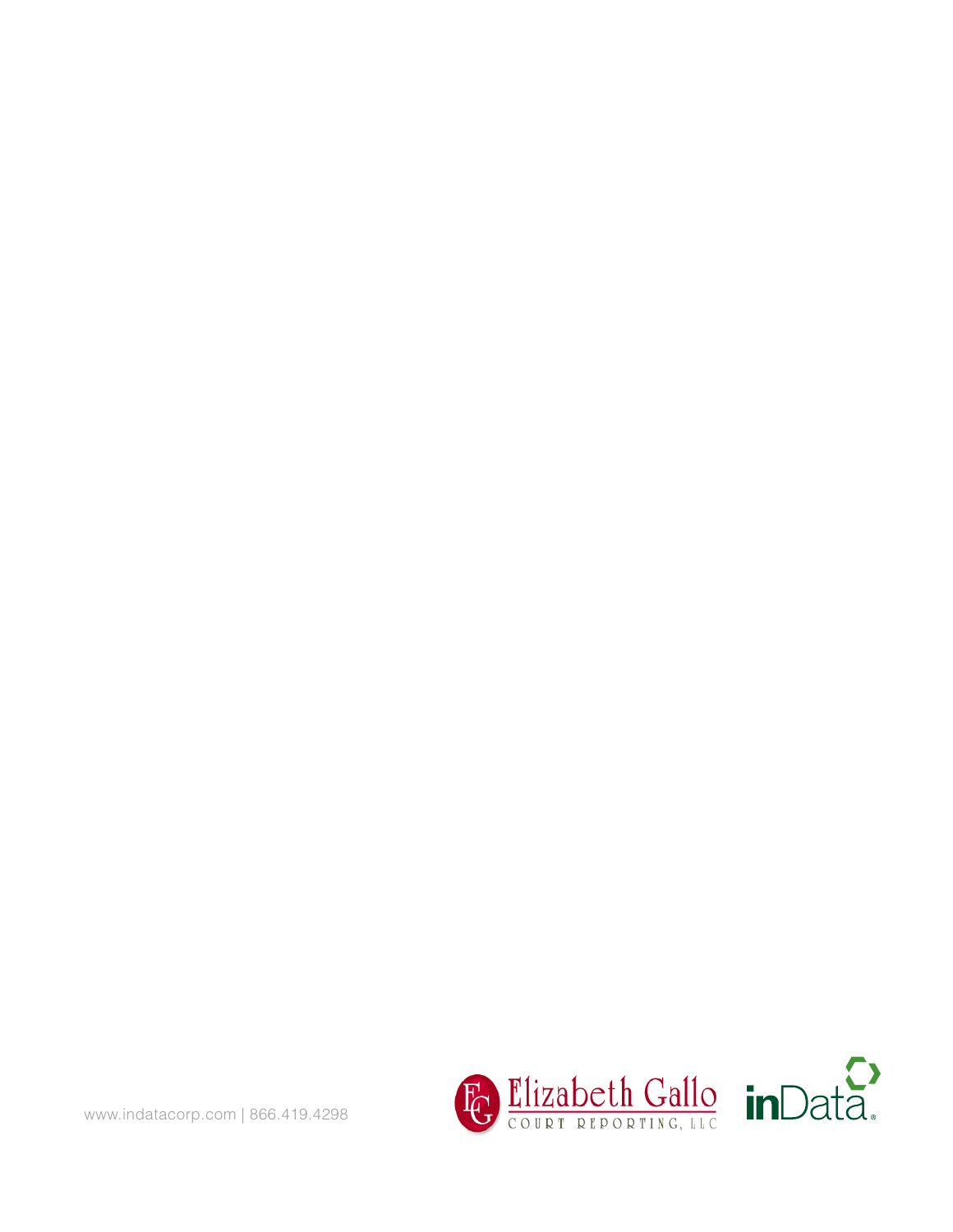www.indatacorp.com | 866.419.4298

Elizabeth Gallo
COURT REPORTING, LLC

inData